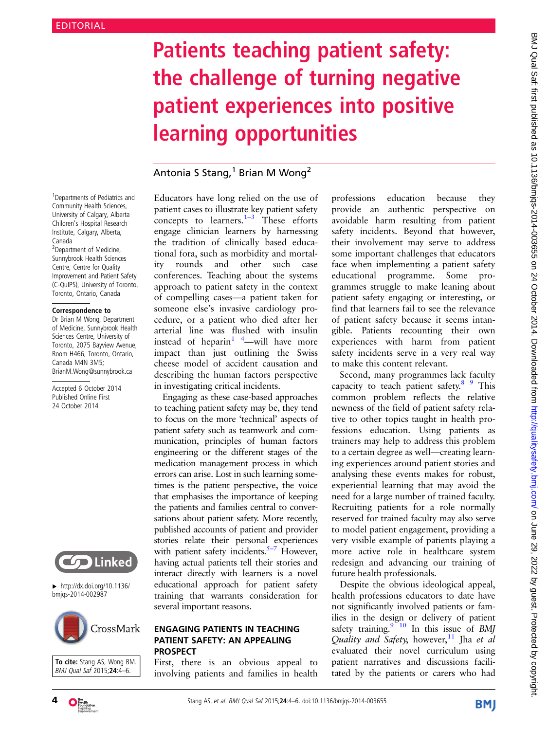EDITORIAL

# Patients teaching patient safety: the challenge of turning negative patient experiences into positive learning opportunities

Antonia S Stang,[1] Brian M Wong[2]

[1]Departments of Pediatrics and Community Health Sciences, University of Calgary, Alberta Children's Hospital Research Institute, Calgary, Alberta, Canada
[2]Department of Medicine, Sunnybrook Health Sciences Centre, Centre for Quality Improvement and Patient Safety (C-QuIPS), University of Toronto, Toronto, Ontario, Canada

**Correspondence to**
Dr Brian M Wong, Department of Medicine, Sunnybrook Health Sciences Centre, University of Toronto, 2075 Bayview Avenue, Room H466, Toronto, Ontario, Canada M4N 3M5; BrianM.Wong@sunnybrook.ca

Accepted 6 October 2014
Published Online First 24 October 2014

Linked

► http://dx.doi.org/10.1136/bmjqs-2014-002987

**To cite:** Stang AS, Wong BM. *BMJ Qual Saf* 2015;**24**:4–6.

Educators have long relied on the use of patient cases to illustrate key patient safety concepts to learners.[1–3] These efforts engage clinician learners by harnessing the tradition of clinically based educational fora, such as morbidity and mortality rounds and other such case conferences. Teaching about the systems approach to patient safety in the context of compelling cases—a patient taken for someone else's invasive cardiology procedure, or a patient who died after her arterial line was flushed with insulin instead of heparin[1 4]—will have more impact than just outlining the Swiss cheese model of accident causation and describing the human factors perspective in investigating critical incidents.

Engaging as these case-based approaches to teaching patient safety may be, they tend to focus on the more 'technical' aspects of patient safety such as teamwork and communication, principles of human factors engineering or the different stages of the medication management process in which errors can arise. Lost in such learning sometimes is the patient perspective, the voice that emphasises the importance of keeping the patients and families central to conversations about patient safety. More recently, published accounts of patient and provider stories relate their personal experiences with patient safety incidents.[5–7] However, having actual patients tell their stories and interact directly with learners is a novel educational approach for patient safety training that warrants consideration for several important reasons.

## ENGAGING PATIENTS IN TEACHING PATIENT SAFETY: AN APPEALING PROSPECT

First, there is an obvious appeal to involving patients and families in health professions education because they provide an authentic perspective on avoidable harm resulting from patient safety incidents. Beyond that however, their involvement may serve to address some important challenges that educators face when implementing a patient safety educational programme. Some programmes struggle to make leaning about patient safety engaging or interesting, or find that learners fail to see the relevance of patient safety because it seems intangible. Patients recounting their own experiences with harm from patient safety incidents serve in a very real way to make this content relevant.

Second, many programmes lack faculty capacity to teach patient safety.[8 9] This common problem reflects the relative newness of the field of patient safety relative to other topics taught in health professions education. Using patients as trainers may help to address this problem to a certain degree as well—creating learning experiences around patient stories and analysing these events makes for robust, experiential learning that may avoid the need for a large number of trained faculty. Recruiting patients for a role normally reserved for trained faculty may also serve to model patient engagement, providing a very visible example of patients playing a more active role in healthcare system redesign and advancing our training of future health professionals.

Despite the obvious ideological appeal, health professions educators to date have not significantly involved patients or families in the design or delivery of patient safety training.[9 10] In this issue of *BMJ Quality and Safety*, however,[11] Jha *et al* evaluated their novel curriculum using patient narratives and discussions facilitated by the patients or carers who had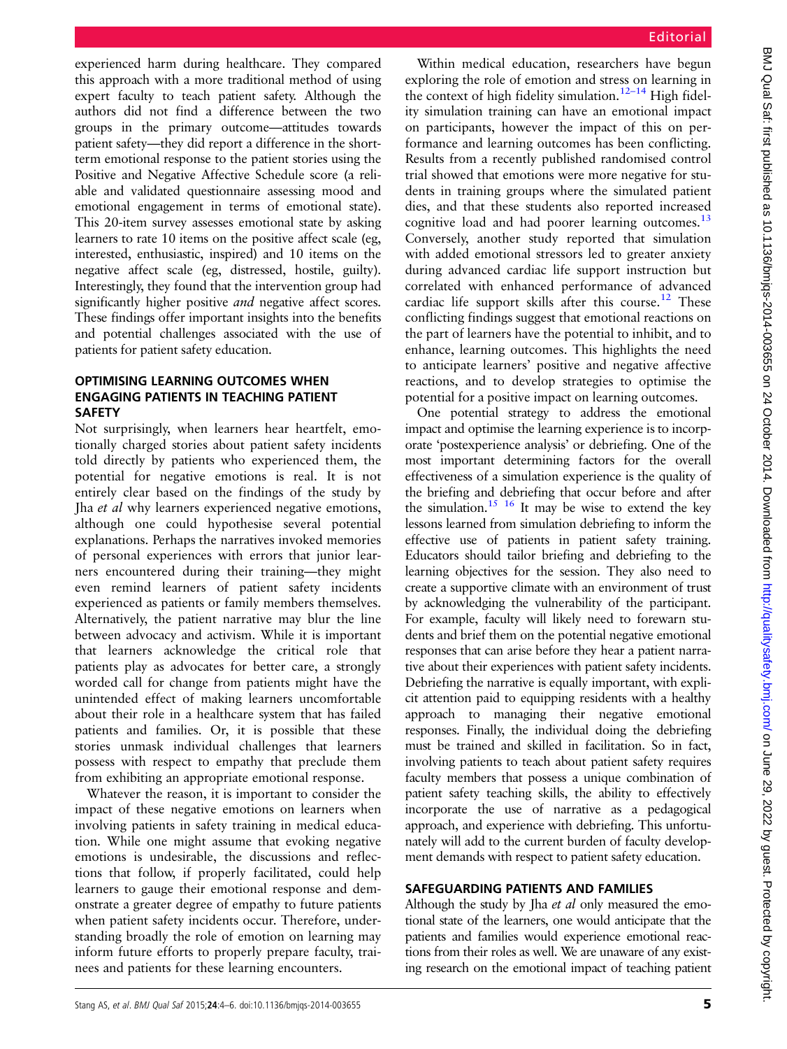experienced harm during healthcare. They compared this approach with a more traditional method of using expert faculty to teach patient safety. Although the authors did not find a difference between the two groups in the primary outcome—attitudes towards patient safety—they did report a difference in the short-term emotional response to the patient stories using the Positive and Negative Affective Schedule score (a reliable and validated questionnaire assessing mood and emotional engagement in terms of emotional state). This 20-item survey assesses emotional state by asking learners to rate 10 items on the positive affect scale (eg, interested, enthusiastic, inspired) and 10 items on the negative affect scale (eg, distressed, hostile, guilty). Interestingly, they found that the intervention group had significantly higher positive *and* negative affect scores. These findings offer important insights into the benefits and potential challenges associated with the use of patients for patient safety education.

## OPTIMISING LEARNING OUTCOMES WHEN ENGAGING PATIENTS IN TEACHING PATIENT SAFETY

Not surprisingly, when learners hear heartfelt, emotionally charged stories about patient safety incidents told directly by patients who experienced them, the potential for negative emotions is real. It is not entirely clear based on the findings of the study by Jha *et al* why learners experienced negative emotions, although one could hypothesise several potential explanations. Perhaps the narratives invoked memories of personal experiences with errors that junior learners encountered during their training—they might even remind learners of patient safety incidents experienced as patients or family members themselves. Alternatively, the patient narrative may blur the line between advocacy and activism. While it is important that learners acknowledge the critical role that patients play as advocates for better care, a strongly worded call for change from patients might have the unintended effect of making learners uncomfortable about their role in a healthcare system that has failed patients and families. Or, it is possible that these stories unmask individual challenges that learners possess with respect to empathy that preclude them from exhibiting an appropriate emotional response.

Whatever the reason, it is important to consider the impact of these negative emotions on learners when involving patients in safety training in medical education. While one might assume that evoking negative emotions is undesirable, the discussions and reflections that follow, if properly facilitated, could help learners to gauge their emotional response and demonstrate a greater degree of empathy to future patients when patient safety incidents occur. Therefore, understanding broadly the role of emotion on learning may inform future efforts to properly prepare faculty, trainees and patients for these learning encounters.

Within medical education, researchers have begun exploring the role of emotion and stress on learning in the context of high fidelity simulation.[12–14] High fidelity simulation training can have an emotional impact on participants, however the impact of this on performance and learning outcomes has been conflicting. Results from a recently published randomised control trial showed that emotions were more negative for students in training groups where the simulated patient dies, and that these students also reported increased cognitive load and had poorer learning outcomes.[13] Conversely, another study reported that simulation with added emotional stressors led to greater anxiety during advanced cardiac life support instruction but correlated with enhanced performance of advanced cardiac life support skills after this course.[12] These conflicting findings suggest that emotional reactions on the part of learners have the potential to inhibit, and to enhance, learning outcomes. This highlights the need to anticipate learners' positive and negative affective reactions, and to develop strategies to optimise the potential for a positive impact on learning outcomes.

One potential strategy to address the emotional impact and optimise the learning experience is to incorporate 'postexperience analysis' or debriefing. One of the most important determining factors for the overall effectiveness of a simulation experience is the quality of the briefing and debriefing that occur before and after the simulation.[15 16] It may be wise to extend the key lessons learned from simulation debriefing to inform the effective use of patients in patient safety training. Educators should tailor briefing and debriefing to the learning objectives for the session. They also need to create a supportive climate with an environment of trust by acknowledging the vulnerability of the participant. For example, faculty will likely need to forewarn students and brief them on the potential negative emotional responses that can arise before they hear a patient narrative about their experiences with patient safety incidents. Debriefing the narrative is equally important, with explicit attention paid to equipping residents with a healthy approach to managing their negative emotional responses. Finally, the individual doing the debriefing must be trained and skilled in facilitation. So in fact, involving patients to teach about patient safety requires faculty members that possess a unique combination of patient safety teaching skills, the ability to effectively incorporate the use of narrative as a pedagogical approach, and experience with debriefing. This unfortunately will add to the current burden of faculty development demands with respect to patient safety education.

## SAFEGUARDING PATIENTS AND FAMILIES

Although the study by Jha *et al* only measured the emotional state of the learners, one would anticipate that the patients and families would experience emotional reactions from their roles as well. We are unaware of any existing research on the emotional impact of teaching patient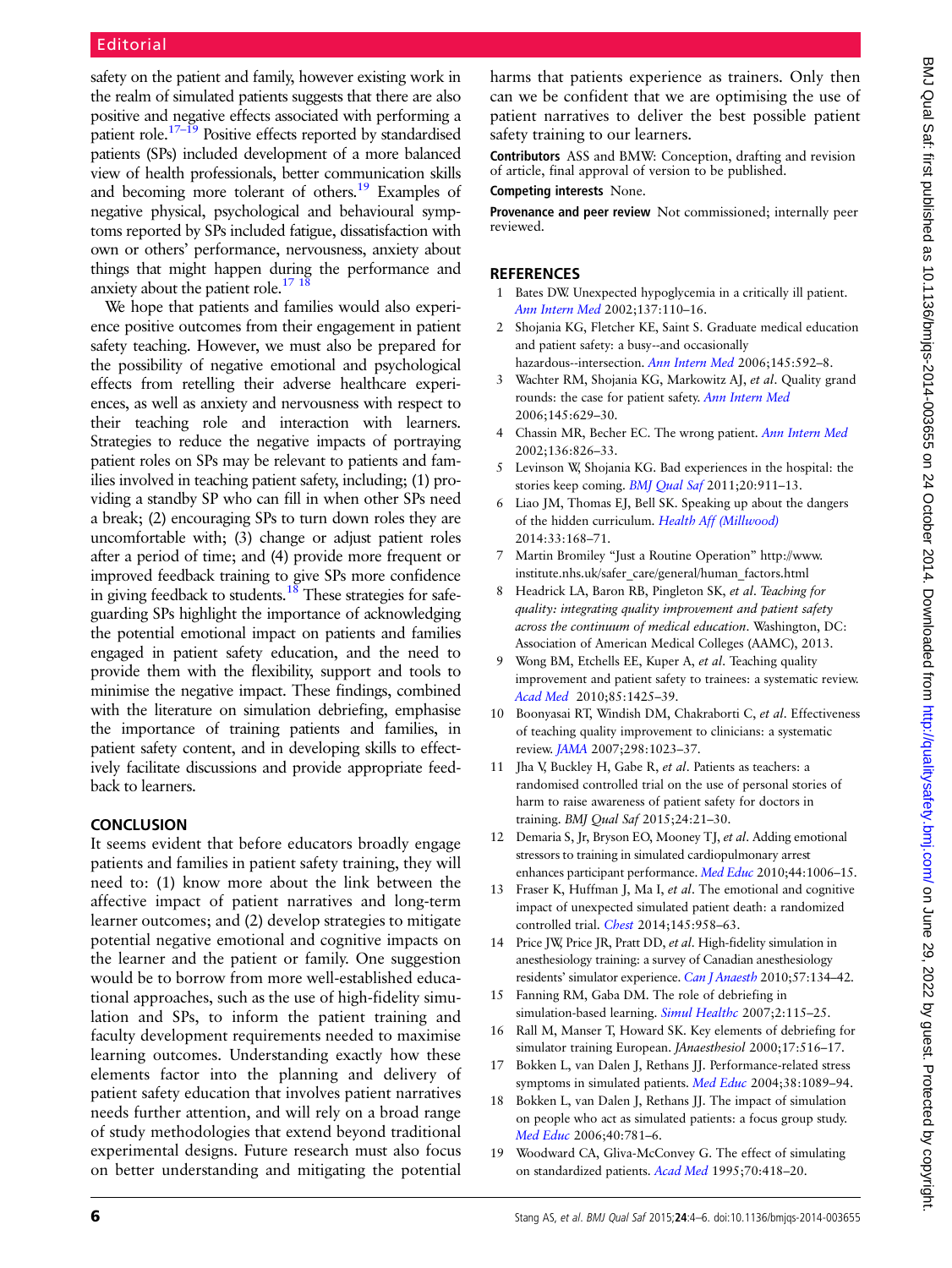safety on the patient and family, however existing work in the realm of simulated patients suggests that there are also positive and negative effects associated with performing a patient role.[17–19] Positive effects reported by standardised patients (SPs) included development of a more balanced view of health professionals, better communication skills and becoming more tolerant of others.[19] Examples of negative physical, psychological and behavioural symptoms reported by SPs included fatigue, dissatisfaction with own or others' performance, nervousness, anxiety about things that might happen during the performance and anxiety about the patient role.[17 18]

We hope that patients and families would also experience positive outcomes from their engagement in patient safety teaching. However, we must also be prepared for the possibility of negative emotional and psychological effects from retelling their adverse healthcare experiences, as well as anxiety and nervousness with respect to their teaching role and interaction with learners. Strategies to reduce the negative impacts of portraying patient roles on SPs may be relevant to patients and families involved in teaching patient safety, including; (1) providing a standby SP who can fill in when other SPs need a break; (2) encouraging SPs to turn down roles they are uncomfortable with; (3) change or adjust patient roles after a period of time; and (4) provide more frequent or improved feedback training to give SPs more confidence in giving feedback to students.[18] These strategies for safeguarding SPs highlight the importance of acknowledging the potential emotional impact on patients and families engaged in patient safety education, and the need to provide them with the flexibility, support and tools to minimise the negative impact. These findings, combined with the literature on simulation debriefing, emphasise the importance of training patients and families, in patient safety content, and in developing skills to effectively facilitate discussions and provide appropriate feedback to learners.

## CONCLUSION

It seems evident that before educators broadly engage patients and families in patient safety training, they will need to: (1) know more about the link between the affective impact of patient narratives and long-term learner outcomes; and (2) develop strategies to mitigate potential negative emotional and cognitive impacts on the learner and the patient or family. One suggestion would be to borrow from more well-established educational approaches, such as the use of high-fidelity simulation and SPs, to inform the patient training and faculty development requirements needed to maximise learning outcomes. Understanding exactly how these elements factor into the planning and delivery of patient safety education that involves patient narratives needs further attention, and will rely on a broad range of study methodologies that extend beyond traditional experimental designs. Future research must also focus on better understanding and mitigating the potential harms that patients experience as trainers. Only then can we be confident that we are optimising the use of patient narratives to deliver the best possible patient safety training to our learners.

**Contributors** ASS and BMW: Conception, drafting and revision of article, final approval of version to be published.

**Competing interests** None.

**Provenance and peer review** Not commissioned; internally peer reviewed.

## REFERENCES

1. Bates DW. Unexpected hypoglycemia in a critically ill patient. *Ann Intern Med* 2002;137:110–16.
2. Shojania KG, Fletcher KE, Saint S. Graduate medical education and patient safety: a busy--and occasionally hazardous--intersection. *Ann Intern Med* 2006;145:592–8.
3. Wachter RM, Shojania KG, Markowitz AJ, *et al*. Quality grand rounds: the case for patient safety. *Ann Intern Med* 2006;145:629–30.
4. Chassin MR, Becher EC. The wrong patient. *Ann Intern Med* 2002;136:826–33.
5. Levinson W, Shojania KG. Bad experiences in the hospital: the stories keep coming. *BMJ Qual Saf* 2011;20:911–13.
6. Liao JM, Thomas EJ, Bell SK. Speaking up about the dangers of the hidden curriculum. *Health Aff (Millwood)* 2014:33:168–71.
7. Martin Bromiley "Just a Routine Operation" http://www.institute.nhs.uk/safer_care/general/human_factors.html
8. Headrick LA, Baron RB, Pingleton SK, *et al*. *Teaching for quality: integrating quality improvement and patient safety across the continuum of medical education*. Washington, DC: Association of American Medical Colleges (AAMC), 2013.
9. Wong BM, Etchells EE, Kuper A, *et al*. Teaching quality improvement and patient safety to trainees: a systematic review. *Acad Med* 2010;85:1425–39.
10. Boonyasai RT, Windish DM, Chakraborti C, *et al*. Effectiveness of teaching quality improvement to clinicians: a systematic review. *JAMA* 2007;298:1023–37.
11. Jha V, Buckley H, Gabe R, *et al*. Patients as teachers: a randomised controlled trial on the use of personal stories of harm to raise awareness of patient safety for doctors in training. *BMJ Qual Saf* 2015;24:21–30.
12. Demaria S, Jr, Bryson EO, Mooney TJ, *et al*. Adding emotional stressors to training in simulated cardiopulmonary arrest enhances participant performance. *Med Educ* 2010;44:1006–15.
13. Fraser K, Huffman J, Ma I, *et al*. The emotional and cognitive impact of unexpected simulated patient death: a randomized controlled trial. *Chest* 2014;145:958–63.
14. Price JW, Price JR, Pratt DD, *et al*. High-fidelity simulation in anesthesiology training: a survey of Canadian anesthesiology residents' simulator experience. *Can J Anaesth* 2010;57:134–42.
15. Fanning RM, Gaba DM. The role of debriefing in simulation-based learning. *Simul Healthc* 2007;2:115–25.
16. Rall M, Manser T, Howard SK. Key elements of debriefing for simulator training European. *JAnaesthesiol* 2000;17:516–17.
17. Bokken L, van Dalen J, Rethans JJ. Performance-related stress symptoms in simulated patients. *Med Educ* 2004;38:1089–94.
18. Bokken L, van Dalen J, Rethans JJ. The impact of simulation on people who act as simulated patients: a focus group study. *Med Educ* 2006;40:781–6.
19. Woodward CA, Gliva-McConvey G. The effect of simulating on standardized patients. *Acad Med* 1995;70:418–20.